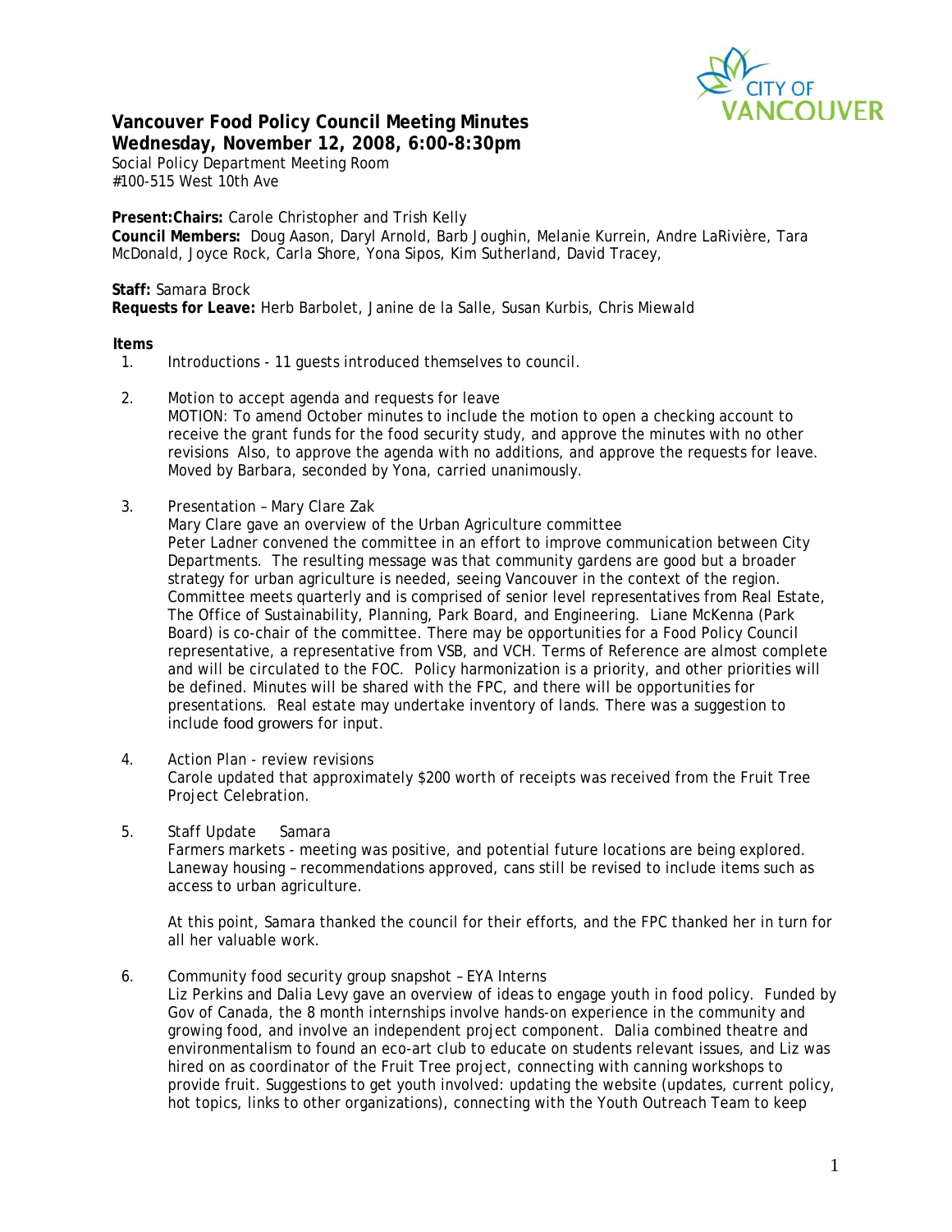# Vancouver Food Policy Council Meeting Minutes

**Wednesday, November 12, 2008, 6:00-8:30pm**

Social Policy Department Meeting Room
#100-515 West 10th Ave

**Present:Chairs:** Carole Christopher and Trish Kelly
**Council Members:** Doug Aason, Daryl Arnold, Barb Joughin, Melanie Kurrein, Andre LaRivière, Tara McDonald, Joyce Rock, Carla Shore, Yona Sipos, Kim Sutherland, David Tracey,

**Staff:** Samara Brock
**Requests for Leave:** Herb Barbolet, Janine de la Salle, Susan Kurbis, Chris Miewald

**Items**

1. Introductions - 11 guests introduced themselves to council.

2. Motion to accept agenda and requests for leave
   MOTION: To amend October minutes to include the motion to open a checking account to receive the grant funds for the food security study, and approve the minutes with no other revisions Also, to approve the agenda with no additions, and approve the requests for leave. Moved by Barbara, seconded by Yona, carried unanimously.

3. Presentation – Mary Clare Zak
   Mary Clare gave an overview of the Urban Agriculture committee
   Peter Ladner convened the committee in an effort to improve communication between City Departments. The resulting message was that community gardens are good but a broader strategy for urban agriculture is needed, seeing Vancouver in the context of the region. Committee meets quarterly and is comprised of senior level representatives from Real Estate, The Office of Sustainability, Planning, Park Board, and Engineering. Liane McKenna (Park Board) is co-chair of the committee. There may be opportunities for a Food Policy Council representative, a representative from VSB, and VCH. Terms of Reference are almost complete and will be circulated to the FOC. Policy harmonization is a priority, and other priorities will be defined. Minutes will be shared with the FPC, and there will be opportunities for presentations. Real estate may undertake inventory of lands. There was a suggestion to include food growers for input.

4. Action Plan - review revisions
   Carole updated that approximately $200 worth of receipts was received from the Fruit Tree Project Celebration.

5. Staff Update Samara
   Farmers markets - meeting was positive, and potential future locations are being explored. Laneway housing – recommendations approved, cans still be revised to include items such as access to urban agriculture.

   At this point, Samara thanked the council for their efforts, and the FPC thanked her in turn for all her valuable work.

6. Community food security group snapshot – EYA Interns
   Liz Perkins and Dalia Levy gave an overview of ideas to engage youth in food policy. Funded by Gov of Canada, the 8 month internships involve hands-on experience in the community and growing food, and involve an independent project component. Dalia combined theatre and environmentalism to found an eco-art club to educate on students relevant issues, and Liz was hired on as coordinator of the Fruit Tree project, connecting with canning workshops to provide fruit. Suggestions to get youth involved: updating the website (updates, current policy, hot topics, links to other organizations), connecting with the Youth Outreach Team to keep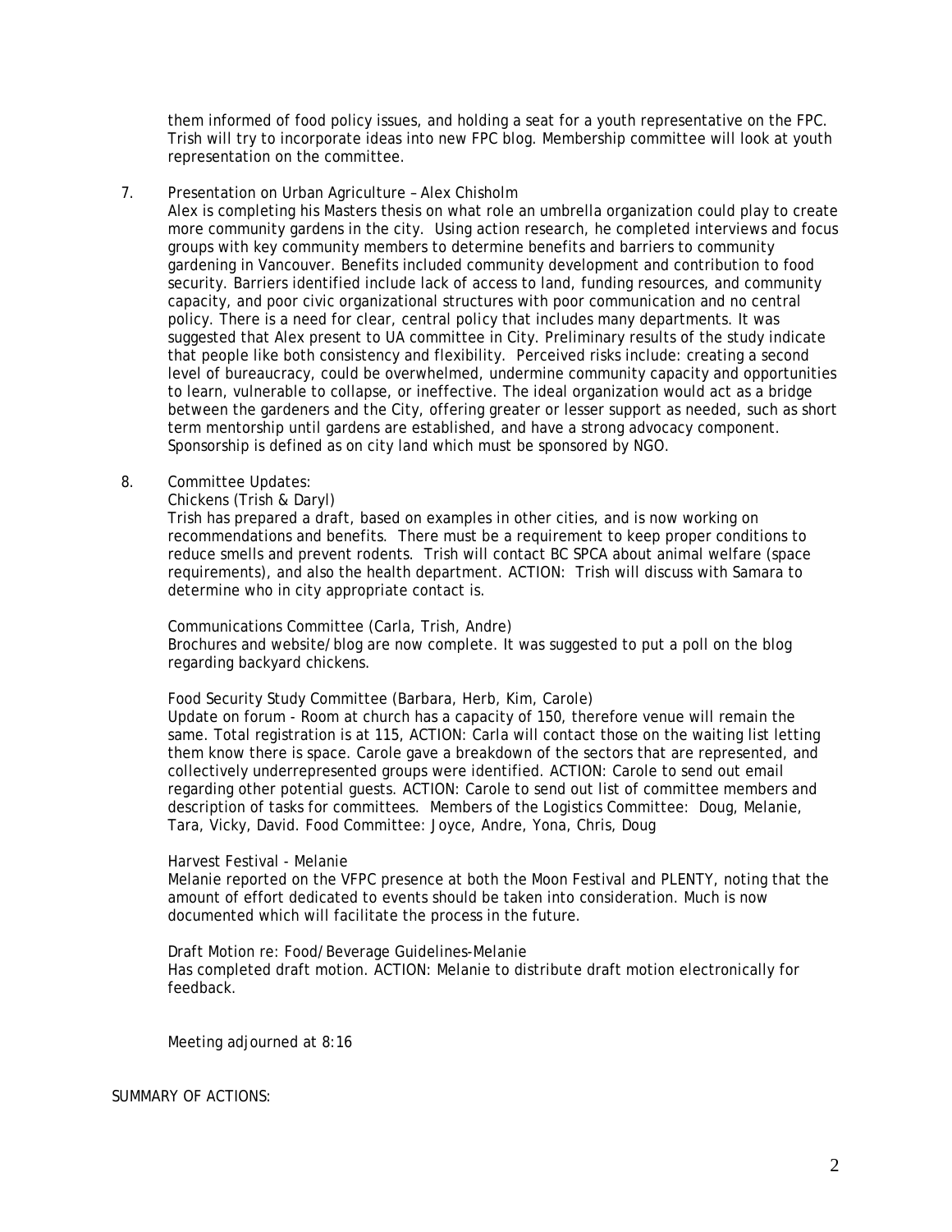them informed of food policy issues, and holding a seat for a youth representative on the FPC. Trish will try to incorporate ideas into new FPC blog. Membership committee will look at youth representation on the committee.

7. Presentation on Urban Agriculture – Alex Chisholm

   Alex is completing his Masters thesis on what role an umbrella organization could play to create more community gardens in the city. Using action research, he completed interviews and focus groups with key community members to determine benefits and barriers to community gardening in Vancouver. Benefits included community development and contribution to food security. Barriers identified include lack of access to land, funding resources, and community capacity, and poor civic organizational structures with poor communication and no central policy. There is a need for clear, central policy that includes many departments. It was suggested that Alex present to UA committee in City. Preliminary results of the study indicate that people like both consistency and flexibility. Perceived risks include: creating a second level of bureaucracy, could be overwhelmed, undermine community capacity and opportunities to learn, vulnerable to collapse, or ineffective. The ideal organization would act as a bridge between the gardeners and the City, offering greater or lesser support as needed, such as short term mentorship until gardens are established, and have a strong advocacy component. Sponsorship is defined as on city land which must be sponsored by NGO.

8. Committee Updates:

   Chickens (Trish & Daryl)

   Trish has prepared a draft, based on examples in other cities, and is now working on recommendations and benefits. There must be a requirement to keep proper conditions to reduce smells and prevent rodents. Trish will contact BC SPCA about animal welfare (space requirements), and also the health department. ACTION: Trish will discuss with Samara to determine who in city appropriate contact is.

   Communications Committee (Carla, Trish, Andre)

   Brochures and website/blog are now complete. It was suggested to put a poll on the blog regarding backyard chickens.

   Food Security Study Committee (Barbara, Herb, Kim, Carole)

   Update on forum - Room at church has a capacity of 150, therefore venue will remain the same. Total registration is at 115, ACTION: Carla will contact those on the waiting list letting them know there is space. Carole gave a breakdown of the sectors that are represented, and collectively underrepresented groups were identified. ACTION: Carole to send out email regarding other potential guests. ACTION: Carole to send out list of committee members and description of tasks for committees. Members of the Logistics Committee: Doug, Melanie, Tara, Vicky, David. Food Committee: Joyce, Andre, Yona, Chris, Doug

   Harvest Festival - Melanie

   Melanie reported on the VFPC presence at both the Moon Festival and PLENTY, noting that the amount of effort dedicated to events should be taken into consideration. Much is now documented which will facilitate the process in the future.

   Draft Motion re: Food/Beverage Guidelines-Melanie

   Has completed draft motion. ACTION: Melanie to distribute draft motion electronically for feedback.

   Meeting adjourned at 8:16

SUMMARY OF ACTIONS: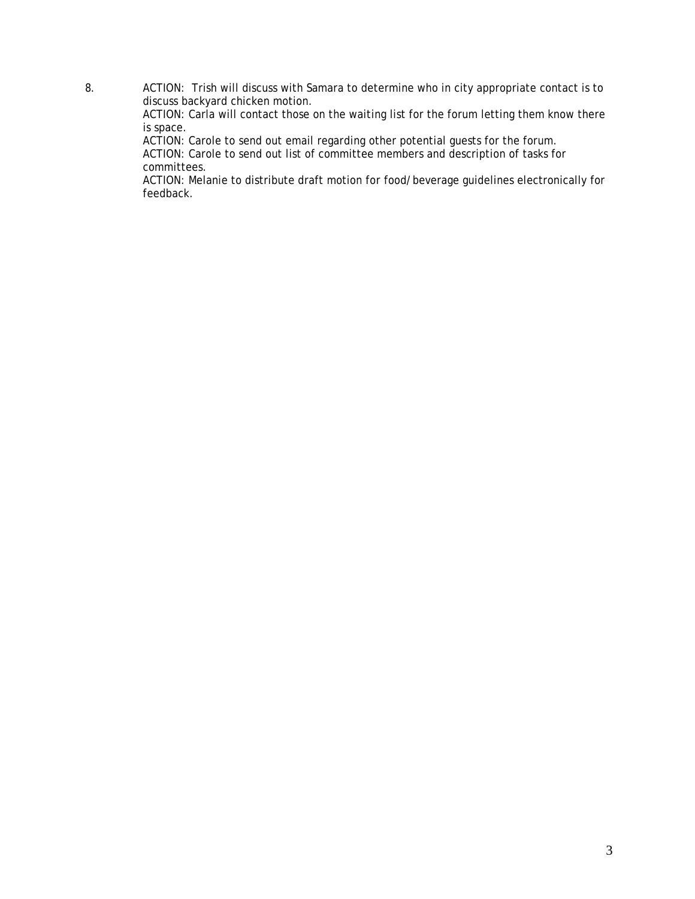8. ACTION: Trish will discuss with Samara to determine who in city appropriate contact is to discuss backyard chicken motion.
   ACTION: Carla will contact those on the waiting list for the forum letting them know there is space.
   ACTION: Carole to send out email regarding other potential guests for the forum.
   ACTION: Carole to send out list of committee members and description of tasks for committees.
   ACTION: Melanie to distribute draft motion for food/beverage guidelines electronically for feedback.